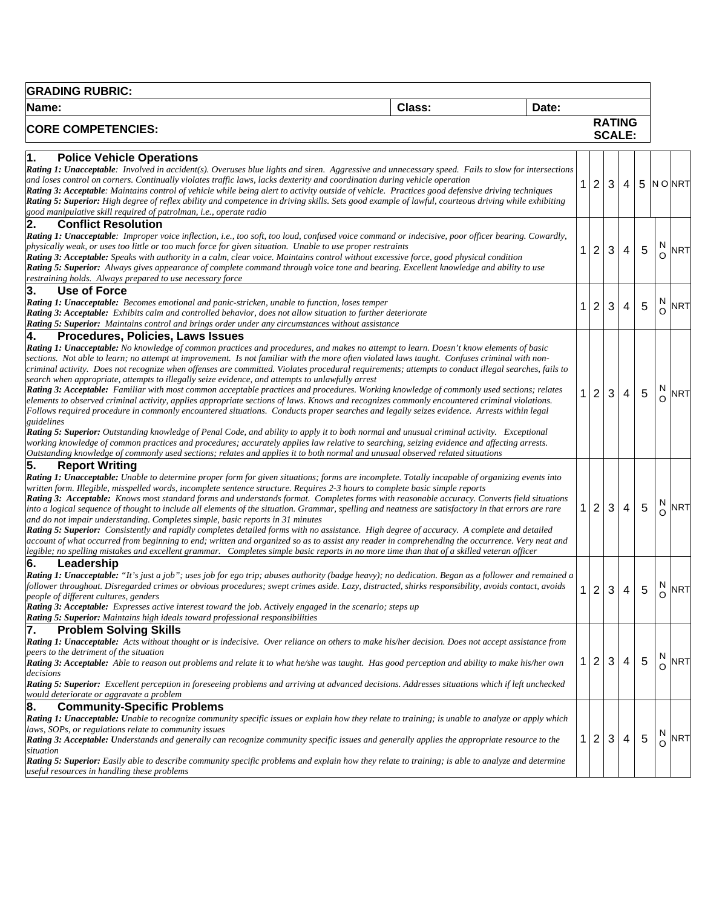| GRADING RUBRIC: | | |
|---|---|---|
| Name: | Class: | Date: |
| CORE COMPETENCIES: | | RATING SCALE: |

| Competency | 1 | 2 | 3 | 4 | 5 | N O | NRT |
|---|---|---|---|---|---|---|---|
| **1. Police Vehicle Operations**<br>***Rating 1: Unacceptable***: *Involved in accident(s). Overuses blue lights and siren. Aggressive and unnecessary speed. Fails to slow for intersections and loses control on corners. Continually violates traffic laws, lacks dexterity and coordination during vehicle operation*<br>***Rating 3: Acceptable***: *Maintains control of vehicle while being alert to activity outside of vehicle. Practices good defensive driving techniques*<br>***Rating 5: Superior:*** *High degree of reflex ability and competence in driving skills. Sets good example of lawful, courteous driving while exhibiting good manipulative skill required of patrolman, i.e., operate radio* | 1 | 2 | 3 | 4 | 5 | N O | NRT |
| **2. Conflict Resolution**<br>***Rating 1: Unacceptable***: *Improper voice inflection, i.e., too soft, too loud, confused voice command or indecisive, poor officer bearing. Cowardly, physically weak, or uses too little or too much force for given situation. Unable to use proper restraints*<br>***Rating 3: Acceptable:*** *Speaks with authority in a calm, clear voice. Maintains control without excessive force, good physical condition*<br>***Rating 5: Superior:*** *Always gives appearance of complete command through voice tone and bearing. Excellent knowledge and ability to use restraining holds. Always prepared to use necessary force* | 1 | 2 | 3 | 4 | 5 | N O | NRT |
| **3. Use of Force**<br>***Rating 1: Unacceptable:*** *Becomes emotional and panic-stricken, unable to function, loses temper*<br>***Rating 3: Acceptable:*** *Exhibits calm and controlled behavior, does not allow situation to further deteriorate*<br>***Rating 5: Superior:*** *Maintains control and brings order under any circumstances without assistance* | 1 | 2 | 3 | 4 | 5 | N O | NRT |
| **4. Procedures, Policies, Laws Issues**<br>***Rating 1: Unacceptable:*** *No knowledge of common practices and procedures, and makes no attempt to learn. Doesn't know elements of basic sections. Not able to learn; no attempt at improvement. Is not familiar with the more often violated laws taught. Confuses criminal with non-criminal activity. Does not recognize when offenses are committed. Violates procedural requirements; attempts to conduct illegal searches, fails to search when appropriate, attempts to illegally seize evidence, and attempts to unlawfully arrest*<br>***Rating 3: Acceptable:*** *Familiar with most common acceptable practices and procedures. Working knowledge of commonly used sections; relates elements to observed criminal activity, applies appropriate sections of laws. Knows and recognizes commonly encountered criminal violations. Follows required procedure in commonly encountered situations. Conducts proper searches and legally seizes evidence. Arrests within legal guidelines*<br>***Rating 5: Superior:*** *Outstanding knowledge of Penal Code, and ability to apply it to both normal and unusual criminal activity. Exceptional working knowledge of common practices and procedures; accurately applies law relative to searching, seizing evidence and affecting arrests. Outstanding knowledge of commonly used sections; relates and applies it to both normal and unusual observed related situations* | 1 | 2 | 3 | 4 | 5 | N O | NRT |
| **5. Report Writing**<br>***Rating 1: Unacceptable:*** *Unable to determine proper form for given situations; forms are incomplete. Totally incapable of organizing events into written form. Illegible, misspelled words, incomplete sentence structure. Requires 2-3 hours to complete basic simple reports*<br>***Rating 3: Acceptable:*** *Knows most standard forms and understands format. Completes forms with reasonable accuracy. Converts field situations into a logical sequence of thought to include all elements of the situation. Grammar, spelling and neatness are satisfactory in that errors are rare and do not impair understanding. Completes simple, basic reports in 31 minutes*<br>***Rating 5: Superior:*** *Consistently and rapidly completes detailed forms with no assistance. High degree of accuracy. A complete and detailed account of what occurred from beginning to end; written and organized so as to assist any reader in comprehending the occurrence. Very neat and legible; no spelling mistakes and excellent grammar. Completes simple basic reports in no more time than that of a skilled veteran officer* | 1 | 2 | 3 | 4 | 5 | N O | NRT |
| **6. Leadership**<br>***Rating 1: Unacceptable:*** *"It's just a job"; uses job for ego trip; abuses authority (badge heavy); no dedication. Began as a follower and remained a follower throughout. Disregarded crimes or obvious procedures; swept crimes aside. Lazy, distracted, shirks responsibility, avoids contact, avoids people of different cultures, genders*<br>***Rating 3: Acceptable:*** *Expresses active interest toward the job. Actively engaged in the scenario; steps up*<br>***Rating 5: Superior:*** *Maintains high ideals toward professional responsibilities* | 1 | 2 | 3 | 4 | 5 | N O | NRT |
| **7. Problem Solving Skills**<br>***Rating 1: Unacceptable:*** *Acts without thought or is indecisive. Over reliance on others to make his/her decision. Does not accept assistance from peers to the detriment of the situation*<br>***Rating 3: Acceptable:*** *Able to reason out problems and relate it to what he/she was taught. Has good perception and ability to make his/her own decisions*<br>***Rating 5: Superior:*** *Excellent perception in foreseeing problems and arriving at advanced decisions. Addresses situations which if left unchecked would deteriorate or aggravate a problem* | 1 | 2 | 3 | 4 | 5 | N O | NRT |
| **8. Community-Specific Problems**<br>***Rating 1: Unacceptable:*** *Unable to recognize community specific issues or explain how they relate to training; is unable to analyze or apply which laws, SOPs, or regulations relate to community issues*<br>***Rating 3: Acceptable:*** *Understands and generally can recognize community specific issues and generally applies the appropriate resource to the situation*<br>***Rating 5: Superior:*** *Easily able to describe community specific problems and explain how they relate to training; is able to analyze and determine useful resources in handling these problems* | 1 | 2 | 3 | 4 | 5 | N O | NRT |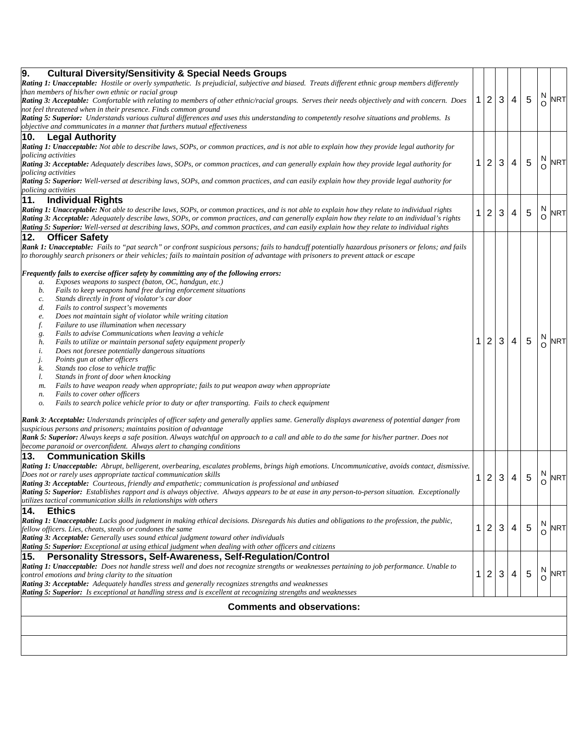| | | | | | | | |
|---|---|---|---|---|---|---|---|
| **9. Cultural Diversity/Sensitivity & Special Needs Groups**<br>***Rating 1: Unacceptable:*** *Hostile or overly sympathetic. Is prejudicial, subjective and biased. Treats different ethnic group members differently than members of his/her own ethnic or racial group*<br>***Rating 3: Acceptable:*** *Comfortable with relating to members of other ethnic/racial groups. Serves their needs objectively and with concern. Does not feel threatened when in their presence. Finds common ground*<br>***Rating 5: Superior:*** *Understands various cultural differences and uses this understanding to competently resolve situations and problems. Is objective and communicates in a manner that furthers mutual effectiveness* | 1 | 2 | 3 | 4 | 5 | NO | NRT |
| **10. Legal Authority**<br>***Rating 1: Unacceptable:*** *Not able to describe laws, SOPs, or common practices, and is not able to explain how they provide legal authority for policing activities*<br>***Rating 3: Acceptable:*** *Adequately describes laws, SOPs, or common practices, and can generally explain how they provide legal authority for policing activities*<br>***Rating 5: Superior:*** *Well-versed at describing laws, SOPs, and common practices, and can easily explain how they provide legal authority for policing activities* | 1 | 2 | 3 | 4 | 5 | NO | NRT |
| **11. Individual Rights**<br>***Rating 1: Unacceptable:*** *Not able to describe laws, SOPs, or common practices, and is not able to explain how they relate to individual rights*<br>***Rating 3: Acceptable:*** *Adequately describe laws, SOPs, or common practices, and can generally explain how they relate to an individual's rights*<br>***Rating 5: Superior:*** *Well-versed at describing laws, SOPs, and common practices, and can easily explain how they relate to individual rights* | 1 | 2 | 3 | 4 | 5 | NO | NRT |
| **12. Officer Safety**<br>***Rank 1: Unacceptable:*** *Fails to "pat search" or confront suspicious persons; fails to handcuff potentially hazardous prisoners or felons; and fails to thoroughly search prisoners or their vehicles; fails to maintain position of advantage with prisoners to prevent attack or escape*<br><br>***Frequently fails to exercise officer safety by committing any of the following errors:***<br>*a. Exposes weapons to suspect (baton, OC, handgun, etc.)*<br>*b. Fails to keep weapons hand free during enforcement situations*<br>*c. Stands directly in front of violator's car door*<br>*d. Fails to control suspect's movements*<br>*e. Does not maintain sight of violator while writing citation*<br>*f. Failure to use illumination when necessary*<br>*g. Fails to advise Communications when leaving a vehicle*<br>*h. Fails to utilize or maintain personal safety equipment properly*<br>*i. Does not foresee potentially dangerous situations*<br>*j. Points gun at other officers*<br>*k. Stands too close to vehicle traffic*<br>*l. Stands in front of door when knocking*<br>*m. Fails to have weapon ready when appropriate; fails to put weapon away when appropriate*<br>*n. Fails to cover other officers*<br>*o. Fails to search police vehicle prior to duty or after transporting. Fails to check equipment*<br><br>***Rank 3: Acceptable:*** *Understands principles of officer safety and generally applies same. Generally displays awareness of potential danger from suspicious persons and prisoners; maintains position of advantage*<br>***Rank 5: Superior:*** *Always keeps a safe position. Always watchful on approach to a call and able to do the same for his/her partner. Does not become paranoid or overconfident. Always alert to changing conditions* | 1 | 2 | 3 | 4 | 5 | NO | NRT |
| **13. Communication Skills**<br>***Rating 1: Unacceptable:*** *Abrupt, belligerent, overbearing, escalates problems, brings high emotions. Uncommunicative, avoids contact, dismissive. Does not or rarely uses appropriate tactical communication skills*<br>***Rating 3: Acceptable:*** *Courteous, friendly and empathetic; communication is professional and unbiased*<br>***Rating 5: Superior:*** *Establishes rapport and is always objective. Always appears to be at ease in any person-to-person situation. Exceptionally utilizes tactical communication skills in relationships with others* | 1 | 2 | 3 | 4 | 5 | NO | NRT |
| **14. Ethics**<br>***Rating 1: Unacceptable:*** *Lacks good judgment in making ethical decisions. Disregards his duties and obligations to the profession, the public, fellow officers. Lies, cheats, steals or condones the same*<br>***Rating 3: Acceptable:*** *Generally uses sound ethical judgment toward other individuals*<br>***Rating 5: Superior:*** *Exceptional at using ethical judgment when dealing with other officers and citizens* | 1 | 2 | 3 | 4 | 5 | NO | NRT |
| **15. Personality Stressors, Self-Awareness, Self-Regulation/Control**<br>***Rating 1: Unacceptable:*** *Does not handle stress well and does not recognize strengths or weaknesses pertaining to job performance. Unable to control emotions and bring clarity to the situation*<br>***Rating 3: Acceptable:*** *Adequately handles stress and generally recognizes strengths and weaknesses*<br>***Rating 5: Superior:*** *Is exceptional at handling stress and is excellent at recognizing strengths and weaknesses* | 1 | 2 | 3 | 4 | 5 | NO | NRT |

**Comments and observations:**